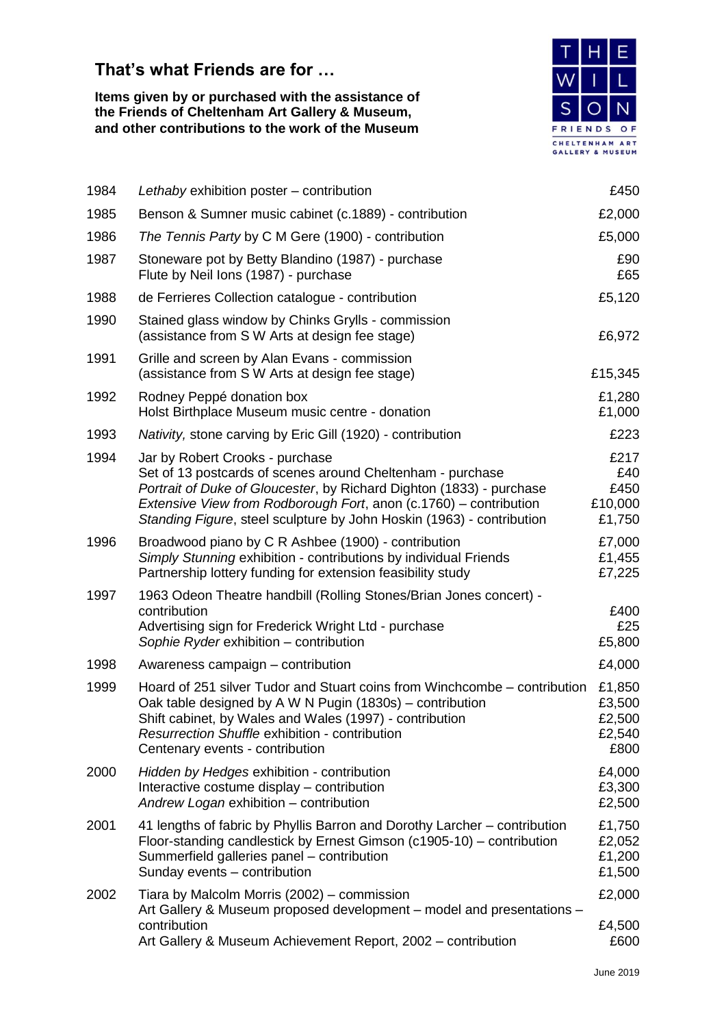# That's what Friends are for …

**Items given by or purchased with the assistance of the Friends of Cheltenham Art Gallery & Museum, and other contributions to the work of the Museum**

THE WILSON
FRIENDS OF
CHELTENHAM ART GALLERY & MUSEUM

| | | |
|---|---|---|
| 1984 | *Lethaby* exhibition poster – contribution | £450 |
| 1985 | Benson & Sumner music cabinet (c.1889) - contribution | £2,000 |
| 1986 | *The Tennis Party* by C M Gere (1900) - contribution | £5,000 |
| 1987 | Stoneware pot by Betty Blandino (1987) - purchase<br>Flute by Neil Ions (1987) - purchase | £90<br>£65 |
| 1988 | de Ferrieres Collection catalogue - contribution | £5,120 |
| 1990 | Stained glass window by Chinks Grylls - commission<br>(assistance from S W Arts at design fee stage) | £6,972 |
| 1991 | Grille and screen by Alan Evans - commission<br>(assistance from S W Arts at design fee stage) | £15,345 |
| 1992 | Rodney Peppé donation box<br>Holst Birthplace Museum music centre - donation | £1,280<br>£1,000 |
| 1993 | *Nativity,* stone carving by Eric Gill (1920) - contribution | £223 |
| 1994 | Jar by Robert Crooks - purchase<br>Set of 13 postcards of scenes around Cheltenham - purchase<br>*Portrait of Duke of Gloucester*, by Richard Dighton (1833) - purchase<br>*Extensive View from Rodborough Fort*, anon (c.1760) – contribution<br>*Standing Figure*, steel sculpture by John Hoskin (1963) - contribution | £217<br>£40<br>£450<br>£10,000<br>£1,750 |
| 1996 | Broadwood piano by C R Ashbee (1900) - contribution<br>*Simply Stunning* exhibition - contributions by individual Friends<br>Partnership lottery funding for extension feasibility study | £7,000<br>£1,455<br>£7,225 |
| 1997 | 1963 Odeon Theatre handbill (Rolling Stones/Brian Jones concert) - contribution<br>Advertising sign for Frederick Wright Ltd - purchase<br>*Sophie Ryder* exhibition – contribution | £400<br>£25<br>£5,800 |
| 1998 | Awareness campaign – contribution | £4,000 |
| 1999 | Hoard of 251 silver Tudor and Stuart coins from Winchcombe – contribution<br>Oak table designed by A W N Pugin (1830s) – contribution<br>Shift cabinet, by Wales and Wales (1997) - contribution<br>*Resurrection Shuffle* exhibition - contribution<br>Centenary events - contribution | £1,850<br>£3,500<br>£2,500<br>£2,540<br>£800 |
| 2000 | *Hidden by Hedges* exhibition - contribution<br>Interactive costume display – contribution<br>*Andrew Logan* exhibition – contribution | £4,000<br>£3,300<br>£2,500 |
| 2001 | 41 lengths of fabric by Phyllis Barron and Dorothy Larcher – contribution<br>Floor-standing candlestick by Ernest Gimson (c1905-10) – contribution<br>Summerfield galleries panel – contribution<br>Sunday events – contribution | £1,750<br>£2,052<br>£1,200<br>£1,500 |
| 2002 | Tiara by Malcolm Morris (2002) – commission<br>Art Gallery & Museum proposed development – model and presentations – contribution<br>Art Gallery & Museum Achievement Report, 2002 – contribution | £2,000<br>£4,500<br>£600 |

June 2019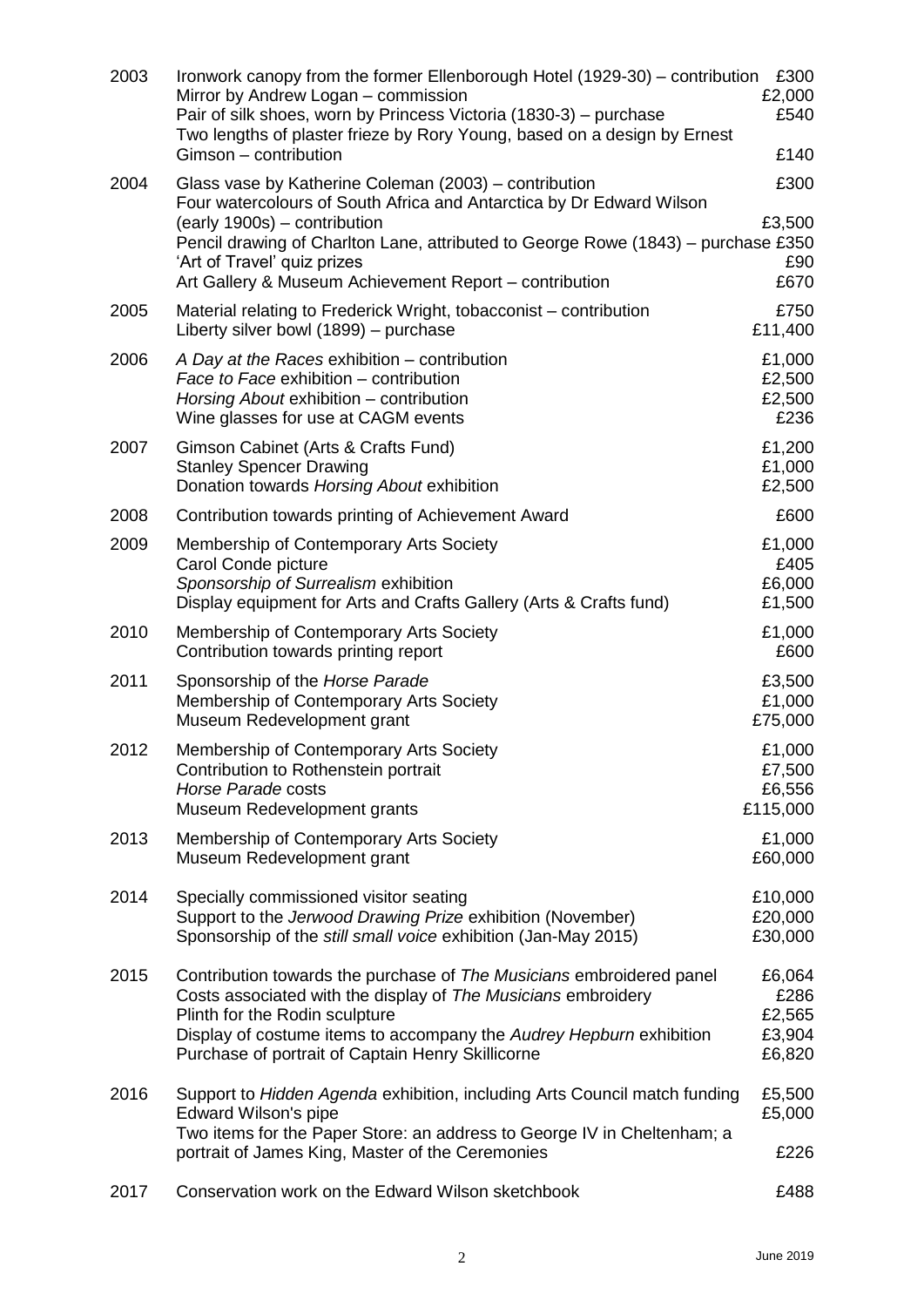| | | |
|---|---|---|
| 2003 | Ironwork canopy from the former Ellenborough Hotel (1929-30) – contribution | £300 |
| | Mirror by Andrew Logan – commission | £2,000 |
| | Pair of silk shoes, worn by Princess Victoria (1830-3) – purchase | £540 |
| | Two lengths of plaster frieze by Rory Young, based on a design by Ernest Gimson – contribution | £140 |
| 2004 | Glass vase by Katherine Coleman (2003) – contribution | £300 |
| | Four watercolours of South Africa and Antarctica by Dr Edward Wilson (early 1900s) – contribution | £3,500 |
| | Pencil drawing of Charlton Lane, attributed to George Rowe (1843) – purchase | £350 |
| | 'Art of Travel' quiz prizes | £90 |
| | Art Gallery & Museum Achievement Report – contribution | £670 |
| 2005 | Material relating to Frederick Wright, tobacconist – contribution | £750 |
| | Liberty silver bowl (1899) – purchase | £11,400 |
| 2006 | *A Day at the Races* exhibition – contribution | £1,000 |
| | *Face to Face* exhibition – contribution | £2,500 |
| | *Horsing About* exhibition – contribution | £2,500 |
| | Wine glasses for use at CAGM events | £236 |
| 2007 | Gimson Cabinet (Arts & Crafts Fund) | £1,200 |
| | Stanley Spencer Drawing | £1,000 |
| | Donation towards *Horsing About* exhibition | £2,500 |
| 2008 | Contribution towards printing of Achievement Award | £600 |
| 2009 | Membership of Contemporary Arts Society | £1,000 |
| | Carol Conde picture | £405 |
| | *Sponsorship of Surrealism* exhibition | £6,000 |
| | Display equipment for Arts and Crafts Gallery (Arts & Crafts fund) | £1,500 |
| 2010 | Membership of Contemporary Arts Society | £1,000 |
| | Contribution towards printing report | £600 |
| 2011 | Sponsorship of the *Horse Parade* | £3,500 |
| | Membership of Contemporary Arts Society | £1,000 |
| | Museum Redevelopment grant | £75,000 |
| 2012 | Membership of Contemporary Arts Society | £1,000 |
| | Contribution to Rothenstein portrait | £7,500 |
| | *Horse Parade* costs | £6,556 |
| | Museum Redevelopment grants | £115,000 |
| 2013 | Membership of Contemporary Arts Society | £1,000 |
| | Museum Redevelopment grant | £60,000 |
| 2014 | Specially commissioned visitor seating | £10,000 |
| | Support to the *Jerwood Drawing Prize* exhibition (November) | £20,000 |
| | Sponsorship of the *still small voice* exhibition (Jan-May 2015) | £30,000 |
| 2015 | Contribution towards the purchase of *The Musicians* embroidered panel | £6,064 |
| | Costs associated with the display of *The Musicians* embroidery | £286 |
| | Plinth for the Rodin sculpture | £2,565 |
| | Display of costume items to accompany the *Audrey Hepburn* exhibition | £3,904 |
| | Purchase of portrait of Captain Henry Skillicorne | £6,820 |
| 2016 | Support to *Hidden Agenda* exhibition, including Arts Council match funding | £5,500 |
| | Edward Wilson's pipe | £5,000 |
| | Two items for the Paper Store: an address to George IV in Cheltenham; a portrait of James King, Master of the Ceremonies | £226 |
| 2017 | Conservation work on the Edward Wilson sketchbook | £488 |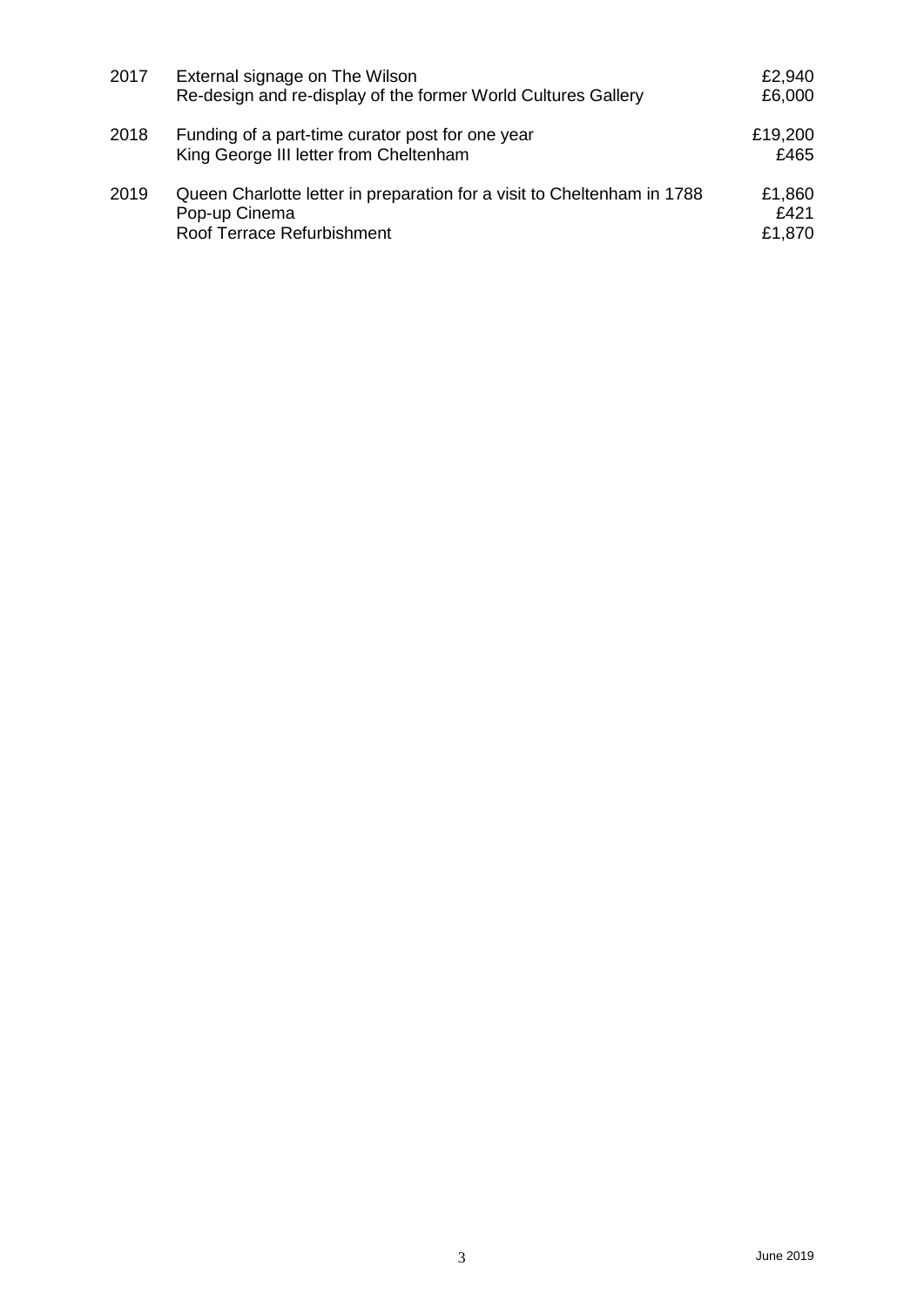| | | |
|---|---|---|
| 2017 | External signage on The Wilson | £2,940 |
| | Re-design and re-display of the former World Cultures Gallery | £6,000 |
| 2018 | Funding of a part-time curator post for one year | £19,200 |
| | King George III letter from Cheltenham | £465 |
| 2019 | Queen Charlotte letter in preparation for a visit to Cheltenham in 1788 | £1,860 |
| | Pop-up Cinema | £421 |
| | Roof Terrace Refurbishment | £1,870 |